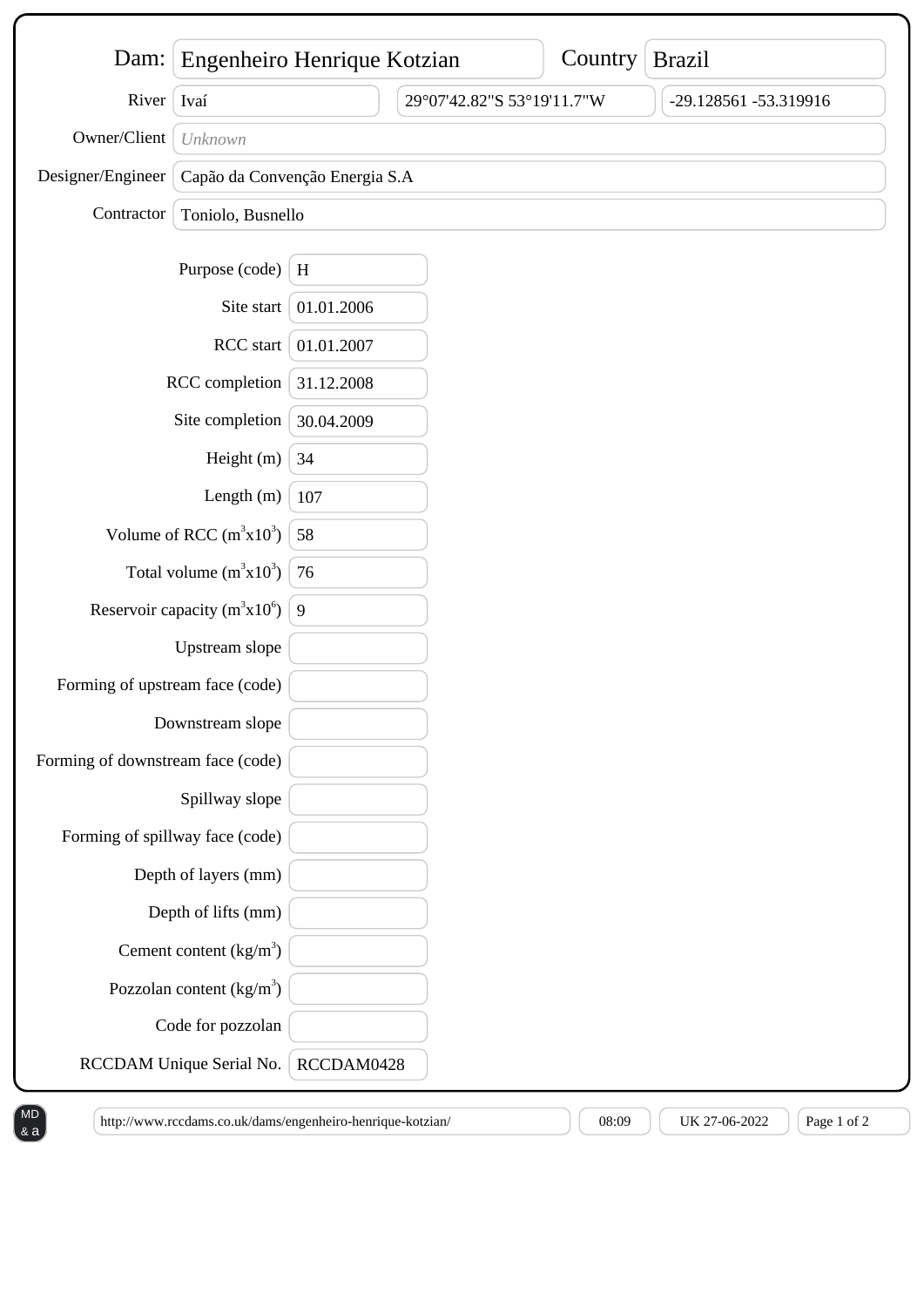| Dam: | Engenheiro Henrique Kotzian | Country | Brazil |
|---|---|---|---|
| River | Ivaí | 29°07'42.82"S 53°19'11.7"W | -29.128561 -53.319916 |
| Owner/Client | *Unknown* | | |
| Designer/Engineer | Capão da Convenção Energia S.A | | |
| Contractor | Toniolo, Busnello | | |

| Field | Value |
|---|---|
| Purpose (code) | H |
| Site start | 01.01.2006 |
| RCC start | 01.01.2007 |
| RCC completion | 31.12.2008 |
| Site completion | 30.04.2009 |
| Height (m) | 34 |
| Length (m) | 107 |
| Volume of RCC ($m^3x10^3$) | 58 |
| Total volume ($m^3x10^3$) | 76 |
| Reservoir capacity ($m^3x10^6$) | 9 |
| Upstream slope | |
| Forming of upstream face (code) | |
| Downstream slope | |
| Forming of downstream face (code) | |
| Spillway slope | |
| Forming of spillway face (code) | |
| Depth of layers (mm) | |
| Depth of lifts (mm) | |
| Cement content ($kg/m^3$) | |
| Pozzolan content ($kg/m^3$) | |
| Code for pozzolan | |
| RCCDAM Unique Serial No. | RCCDAM0428 |

http://www.rccdams.co.uk/dams/engenheiro-henrique-kotzian/ | 08:09 | UK 27-06-2022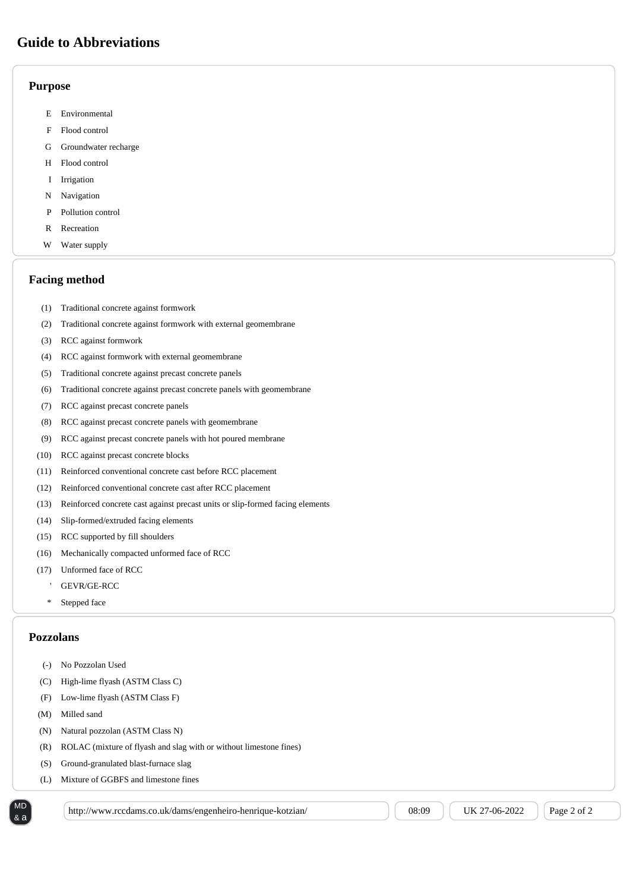# Guide to Abbreviations

## Purpose

- E Environmental
- F Flood control
- G Groundwater recharge
- H Flood control
- I Irrigation
- N Navigation
- P Pollution control
- R Recreation
- W Water supply

## Facing method

- (1) Traditional concrete against formwork
- (2) Traditional concrete against formwork with external geomembrane
- (3) RCC against formwork
- (4) RCC against formwork with external geomembrane
- (5) Traditional concrete against precast concrete panels
- (6) Traditional concrete against precast concrete panels with geomembrane
- (7) RCC against precast concrete panels
- (8) RCC against precast concrete panels with geomembrane
- (9) RCC against precast concrete panels with hot poured membrane
- (10) RCC against precast concrete blocks
- (11) Reinforced conventional concrete cast before RCC placement
- (12) Reinforced conventional concrete cast after RCC placement
- (13) Reinforced concrete cast against precast units or slip-formed facing elements
- (14) Slip-formed/extruded facing elements
- (15) RCC supported by fill shoulders
- (16) Mechanically compacted unformed face of RCC
- (17) Unformed face of RCC
- ' GEVR/GE-RCC
- * Stepped face

## Pozzolans

- (-) No Pozzolan Used
- (C) High-lime flyash (ASTM Class C)
- (F) Low-lime flyash (ASTM Class F)
- (M) Milled sand
- (N) Natural pozzolan (ASTM Class N)
- (R) ROLAC (mixture of flyash and slag with or without limestone fines)
- (S) Ground-granulated blast-furnace slag
- (L) Mixture of GGBFS and limestone fines